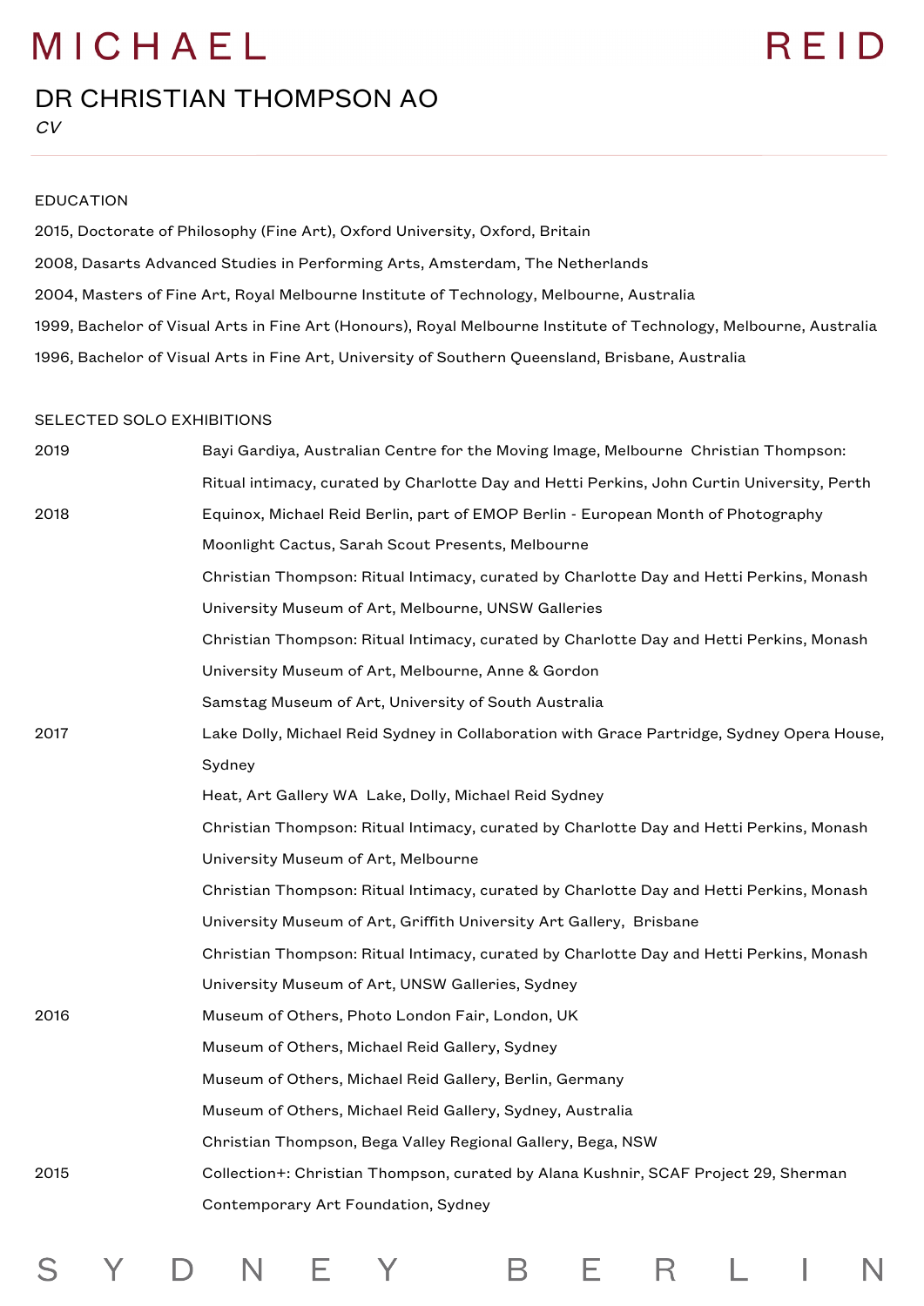# DR CHRISTIAN THOMPSON AO

*CV*

## EDUCATION

2015, Doctorate of Philosophy (Fine Art), Oxford University, Oxford, Britain

2008, Dasarts Advanced Studies in Performing Arts, Amsterdam, The Netherlands

2004, Masters of Fine Art, Royal Melbourne Institute of Technology, Melbourne, Australia

1999, Bachelor of Visual Arts in Fine Art (Honours), Royal Melbourne Institute of Technology, Melbourne, Australia

1996, Bachelor of Visual Arts in Fine Art, University of Southern Queensland, Brisbane, Australia

## SELECTED SOLO EXHIBITIONS

| | |
|---|---|
| 2019 | Bayi Gardiya, Australian Centre for the Moving Image, Melbourne Christian Thompson: Ritual intimacy, curated by Charlotte Day and Hetti Perkins, John Curtin University, Perth |
| 2018 | Equinox, Michael Reid Berlin, part of EMOP Berlin - European Month of Photography |
| | Moonlight Cactus, Sarah Scout Presents, Melbourne |
| | Christian Thompson: Ritual Intimacy, curated by Charlotte Day and Hetti Perkins, Monash University Museum of Art, Melbourne, UNSW Galleries |
| | Christian Thompson: Ritual Intimacy, curated by Charlotte Day and Hetti Perkins, Monash University Museum of Art, Melbourne, Anne & Gordon |
| | Samstag Museum of Art, University of South Australia |
| 2017 | Lake Dolly, Michael Reid Sydney in Collaboration with Grace Partridge, Sydney Opera House, Sydney |
| | Heat, Art Gallery WA Lake, Dolly, Michael Reid Sydney |
| | Christian Thompson: Ritual Intimacy, curated by Charlotte Day and Hetti Perkins, Monash University Museum of Art, Melbourne |
| | Christian Thompson: Ritual Intimacy, curated by Charlotte Day and Hetti Perkins, Monash University Museum of Art, Griffith University Art Gallery, Brisbane |
| | Christian Thompson: Ritual Intimacy, curated by Charlotte Day and Hetti Perkins, Monash University Museum of Art, UNSW Galleries, Sydney |
| 2016 | Museum of Others, Photo London Fair, London, UK |
| | Museum of Others, Michael Reid Gallery, Sydney |
| | Museum of Others, Michael Reid Gallery, Berlin, Germany |
| | Museum of Others, Michael Reid Gallery, Sydney, Australia |
| | Christian Thompson, Bega Valley Regional Gallery, Bega, NSW |
| 2015 | Collection+: Christian Thompson, curated by Alana Kushnir, SCAF Project 29, Sherman Contemporary Art Foundation, Sydney |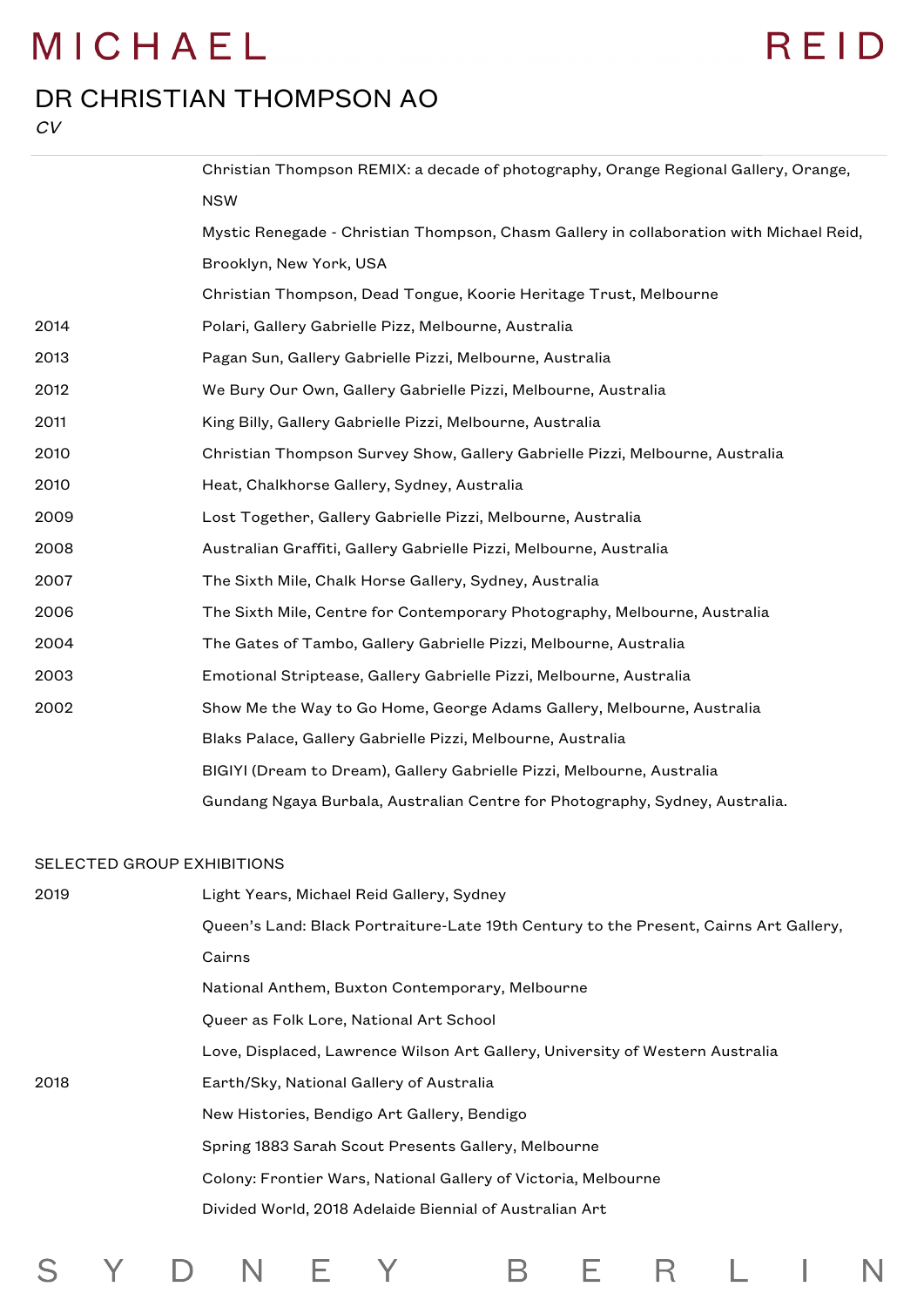| | |
|---|---|
| | Christian Thompson REMIX: a decade of photography, Orange Regional Gallery, Orange, NSW |
| | Mystic Renegade - Christian Thompson, Chasm Gallery in collaboration with Michael Reid, Brooklyn, New York, USA |
| | Christian Thompson, Dead Tongue, Koorie Heritage Trust, Melbourne |
| 2014 | Polari, Gallery Gabrielle Pizz, Melbourne, Australia |
| 2013 | Pagan Sun, Gallery Gabrielle Pizzi, Melbourne, Australia |
| 2012 | We Bury Our Own, Gallery Gabrielle Pizzi, Melbourne, Australia |
| 2011 | King Billy, Gallery Gabrielle Pizzi, Melbourne, Australia |
| 2010 | Christian Thompson Survey Show, Gallery Gabrielle Pizzi, Melbourne, Australia |
| 2010 | Heat, Chalkhorse Gallery, Sydney, Australia |
| 2009 | Lost Together, Gallery Gabrielle Pizzi, Melbourne, Australia |
| 2008 | Australian Graffiti, Gallery Gabrielle Pizzi, Melbourne, Australia |
| 2007 | The Sixth Mile, Chalk Horse Gallery, Sydney, Australia |
| 2006 | The Sixth Mile, Centre for Contemporary Photography, Melbourne, Australia |
| 2004 | The Gates of Tambo, Gallery Gabrielle Pizzi, Melbourne, Australia |
| 2003 | Emotional Striptease, Gallery Gabrielle Pizzi, Melbourne, Australia |
| 2002 | Show Me the Way to Go Home, George Adams Gallery, Melbourne, Australia |
| | Blaks Palace, Gallery Gabrielle Pizzi, Melbourne, Australia |
| | BIGIYI (Dream to Dream), Gallery Gabrielle Pizzi, Melbourne, Australia |
| | Gundang Ngaya Burbala, Australian Centre for Photography, Sydney, Australia. |

## SELECTED GROUP EXHIBITIONS

| | |
|---|---|
| 2019 | Light Years, Michael Reid Gallery, Sydney |
| | Queen's Land: Black Portraiture-Late 19th Century to the Present, Cairns Art Gallery, Cairns |
| | National Anthem, Buxton Contemporary, Melbourne |
| | Queer as Folk Lore, National Art School |
| | Love, Displaced, Lawrence Wilson Art Gallery, University of Western Australia |
| 2018 | Earth/Sky, National Gallery of Australia |
| | New Histories, Bendigo Art Gallery, Bendigo |
| | Spring 1883 Sarah Scout Presents Gallery, Melbourne |
| | Colony: Frontier Wars, National Gallery of Victoria, Melbourne |
| | Divided World, 2018 Adelaide Biennial of Australian Art |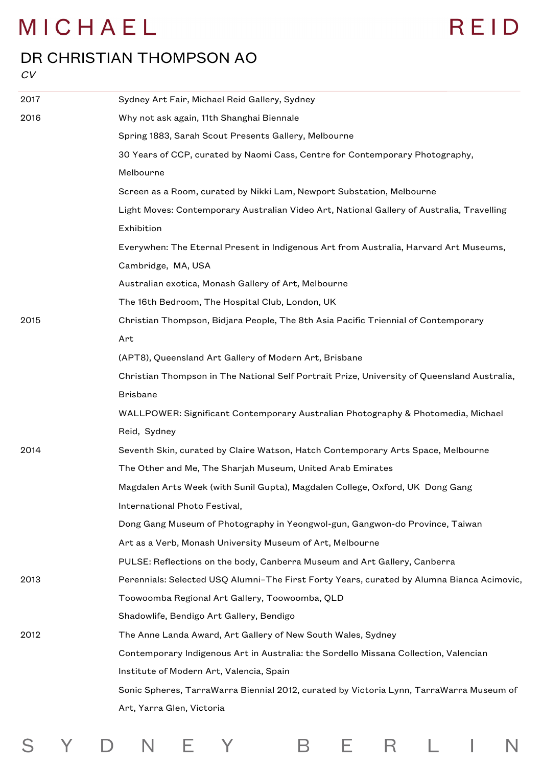# DR CHRISTIAN THOMPSON AO

*CV*

| | |
|---|---|
| 2017 | Sydney Art Fair, Michael Reid Gallery, Sydney |
| 2016 | Why not ask again, 11th Shanghai Biennale |
| | Spring 1883, Sarah Scout Presents Gallery, Melbourne |
| | 30 Years of CCP, curated by Naomi Cass, Centre for Contemporary Photography, Melbourne |
| | Screen as a Room, curated by Nikki Lam, Newport Substation, Melbourne |
| | Light Moves: Contemporary Australian Video Art, National Gallery of Australia, Travelling Exhibition |
| | Everywhen: The Eternal Present in Indigenous Art from Australia, Harvard Art Museums, Cambridge, MA, USA |
| | Australian exotica, Monash Gallery of Art, Melbourne |
| | The 16th Bedroom, The Hospital Club, London, UK |
| 2015 | Christian Thompson, Bidjara People, The 8th Asia Pacific Triennial of Contemporary Art (APT8), Queensland Art Gallery of Modern Art, Brisbane |
| | Christian Thompson in The National Self Portrait Prize, University of Queensland Australia, Brisbane |
| | WALLPOWER: Significant Contemporary Australian Photography & Photomedia, Michael Reid, Sydney |
| 2014 | Seventh Skin, curated by Claire Watson, Hatch Contemporary Arts Space, Melbourne |
| | The Other and Me, The Sharjah Museum, United Arab Emirates |
| | Magdalen Arts Week (with Sunil Gupta), Magdalen College, Oxford, UK Dong Gang International Photo Festival, |
| | Dong Gang Museum of Photography in Yeongwol-gun, Gangwon-do Province, Taiwan |
| | Art as a Verb, Monash University Museum of Art, Melbourne |
| | PULSE: Reflections on the body, Canberra Museum and Art Gallery, Canberra |
| 2013 | Perennials: Selected USQ Alumni–The First Forty Years, curated by Alumna Bianca Acimovic, Toowoomba Regional Art Gallery, Toowoomba, QLD |
| | Shadowlife, Bendigo Art Gallery, Bendigo |
| 2012 | The Anne Landa Award, Art Gallery of New South Wales, Sydney |
| | Contemporary Indigenous Art in Australia: the Sordello Missana Collection, Valencian Institute of Modern Art, Valencia, Spain |
| | Sonic Spheres, TarraWarra Biennial 2012, curated by Victoria Lynn, TarraWarra Museum of Art, Yarra Glen, Victoria |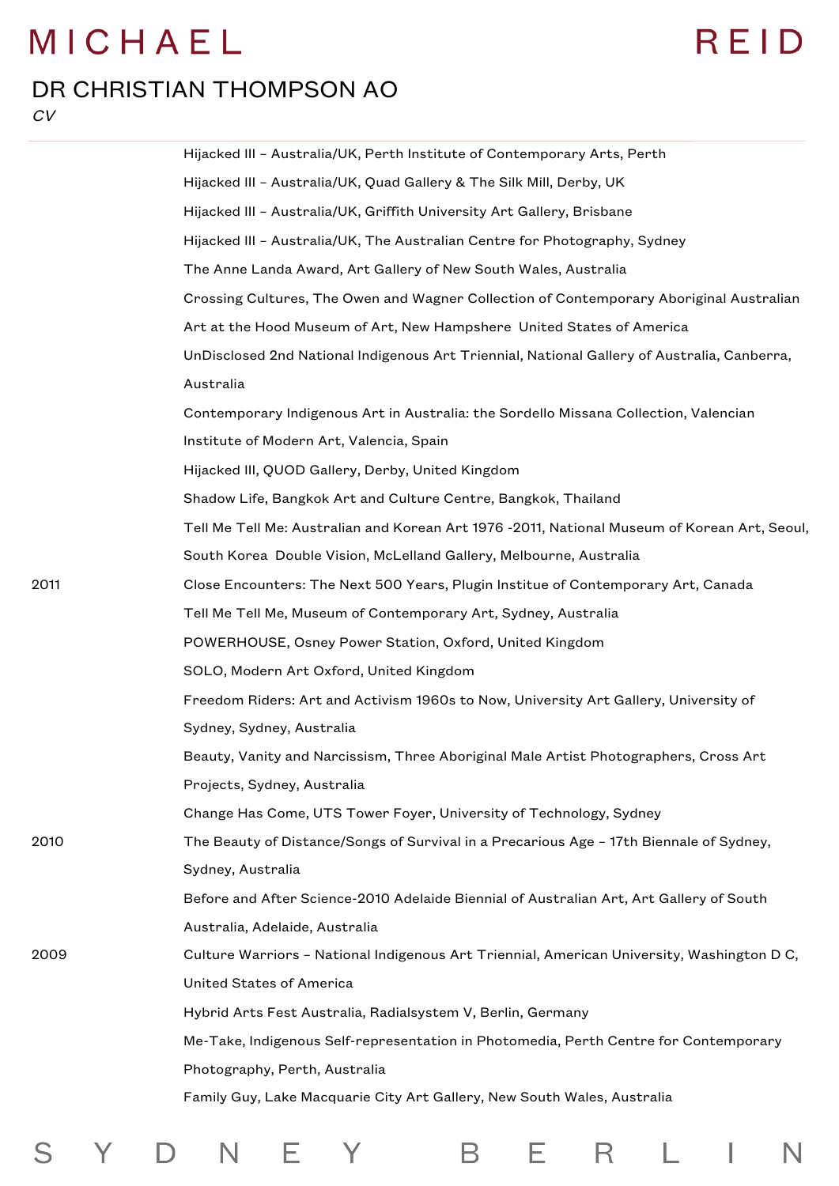| | |
|---|---|
| | Hijacked III – Australia/UK, Perth Institute of Contemporary Arts, Perth |
| | Hijacked III – Australia/UK, Quad Gallery & The Silk Mill, Derby, UK |
| | Hijacked III – Australia/UK, Griffith University Art Gallery, Brisbane |
| | Hijacked III – Australia/UK, The Australian Centre for Photography, Sydney |
| | The Anne Landa Award, Art Gallery of New South Wales, Australia |
| | Crossing Cultures, The Owen and Wagner Collection of Contemporary Aboriginal Australian Art at the Hood Museum of Art, New Hampshere United States of America |
| | UnDisclosed 2nd National Indigenous Art Triennial, National Gallery of Australia, Canberra, Australia |
| | Contemporary Indigenous Art in Australia: the Sordello Missana Collection, Valencian Institute of Modern Art, Valencia, Spain |
| | Hijacked III, QUOD Gallery, Derby, United Kingdom |
| | Shadow Life, Bangkok Art and Culture Centre, Bangkok, Thailand |
| | Tell Me Tell Me: Australian and Korean Art 1976 -2011, National Museum of Korean Art, Seoul, South Korea Double Vision, McLelland Gallery, Melbourne, Australia |
| 2011 | Close Encounters: The Next 500 Years, Plugin Institue of Contemporary Art, Canada |
| | Tell Me Tell Me, Museum of Contemporary Art, Sydney, Australia |
| | POWERHOUSE, Osney Power Station, Oxford, United Kingdom |
| | SOLO, Modern Art Oxford, United Kingdom |
| | Freedom Riders: Art and Activism 1960s to Now, University Art Gallery, University of Sydney, Sydney, Australia |
| | Beauty, Vanity and Narcissism, Three Aboriginal Male Artist Photographers, Cross Art Projects, Sydney, Australia |
| | Change Has Come, UTS Tower Foyer, University of Technology, Sydney |
| 2010 | The Beauty of Distance/Songs of Survival in a Precarious Age – 17th Biennale of Sydney, Sydney, Australia |
| | Before and After Science-2010 Adelaide Biennial of Australian Art, Art Gallery of South Australia, Adelaide, Australia |
| 2009 | Culture Warriors – National Indigenous Art Triennial, American University, Washington D C, United States of America |
| | Hybrid Arts Fest Australia, Radialsystem V, Berlin, Germany |
| | Me-Take, Indigenous Self-representation in Photomedia, Perth Centre for Contemporary Photography, Perth, Australia |
| | Family Guy, Lake Macquarie City Art Gallery, New South Wales, Australia |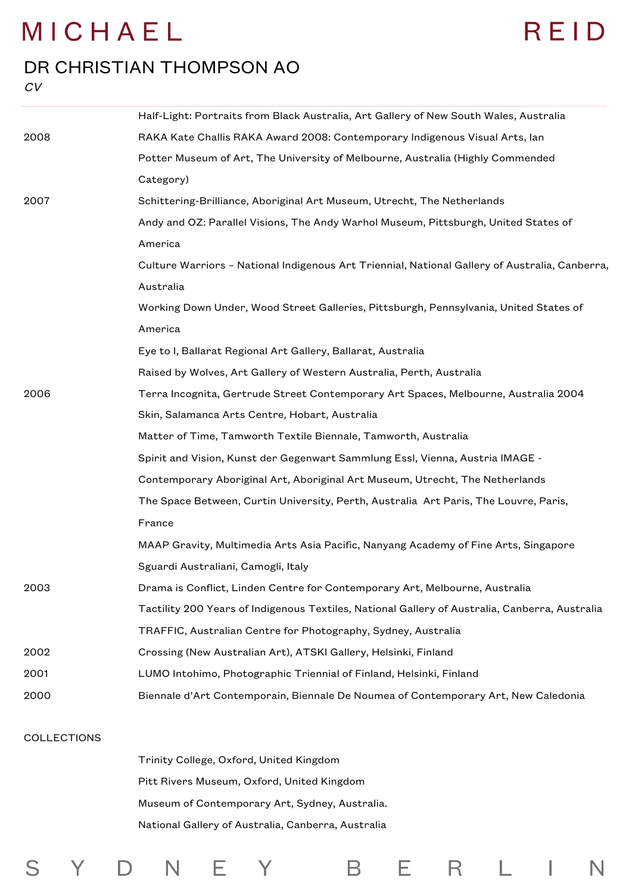| | |
|---|---|
| | Half-Light: Portraits from Black Australia, Art Gallery of New South Wales, Australia |
| 2008 | RAKA Kate Challis RAKA Award 2008: Contemporary Indigenous Visual Arts, Ian Potter Museum of Art, The University of Melbourne, Australia (Highly Commended Category) |
| 2007 | Schittering-Brilliance, Aboriginal Art Museum, Utrecht, The Netherlands |
| | Andy and OZ: Parallel Visions, The Andy Warhol Museum, Pittsburgh, United States of America |
| | Culture Warriors – National Indigenous Art Triennial, National Gallery of Australia, Canberra, Australia |
| | Working Down Under, Wood Street Galleries, Pittsburgh, Pennsylvania, United States of America |
| | Eye to I, Ballarat Regional Art Gallery, Ballarat, Australia |
| | Raised by Wolves, Art Gallery of Western Australia, Perth, Australia |
| 2006 | Terra Incognita, Gertrude Street Contemporary Art Spaces, Melbourne, Australia 2004 |
| | Skin, Salamanca Arts Centre, Hobart, Australia |
| | Matter of Time, Tamworth Textile Biennale, Tamworth, Australia |
| | Spirit and Vision, Kunst der Gegenwart Sammlung Essl, Vienna, Austria IMAGE - Contemporary Aboriginal Art, Aboriginal Art Museum, Utrecht, The Netherlands |
| | The Space Between, Curtin University, Perth, Australia Art Paris, The Louvre, Paris, France |
| | MAAP Gravity, Multimedia Arts Asia Pacific, Nanyang Academy of Fine Arts, Singapore |
| | Sguardi Australiani, Camogli, Italy |
| 2003 | Drama is Conflict, Linden Centre for Contemporary Art, Melbourne, Australia |
| | Tactility 200 Years of Indigenous Textiles, National Gallery of Australia, Canberra, Australia |
| | TRAFFIC, Australian Centre for Photography, Sydney, Australia |
| 2002 | Crossing (New Australian Art), ATSKI Gallery, Helsinki, Finland |
| 2001 | LUMO Intohimo, Photographic Triennial of Finland, Helsinki, Finland |
| 2000 | Biennale d'Art Contemporain, Biennale De Noumea of Contemporary Art, New Caledonia |

## COLLECTIONS

Trinity College, Oxford, United Kingdom

Pitt Rivers Museum, Oxford, United Kingdom

Museum of Contemporary Art, Sydney, Australia.

National Gallery of Australia, Canberra, Australia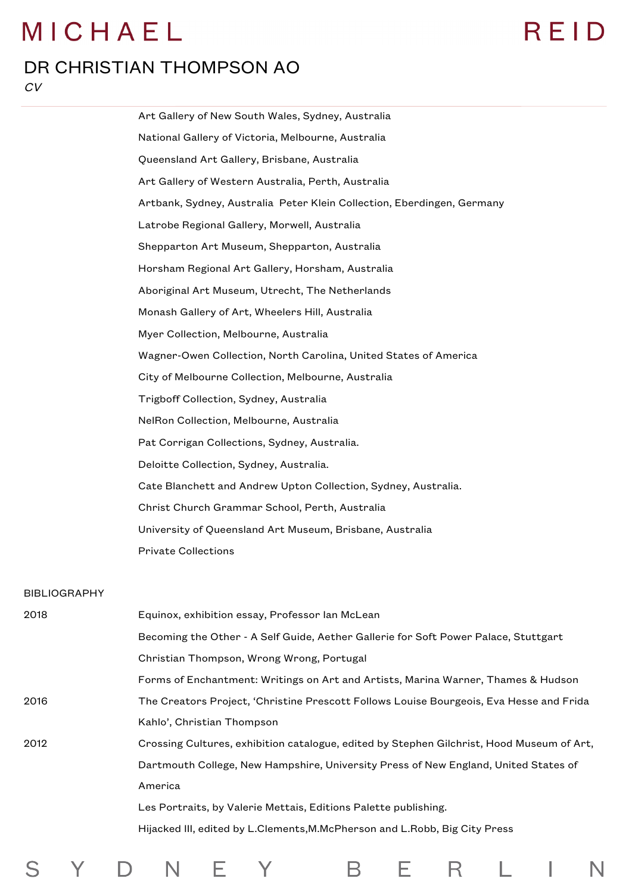Art Gallery of New South Wales, Sydney, Australia

National Gallery of Victoria, Melbourne, Australia

Queensland Art Gallery, Brisbane, Australia

Art Gallery of Western Australia, Perth, Australia

Artbank, Sydney, Australia  Peter Klein Collection, Eberdingen, Germany

Latrobe Regional Gallery, Morwell, Australia

Shepparton Art Museum, Shepparton, Australia

Horsham Regional Art Gallery, Horsham, Australia

Aboriginal Art Museum, Utrecht, The Netherlands

Monash Gallery of Art, Wheelers Hill, Australia

Myer Collection, Melbourne, Australia

Wagner-Owen Collection, North Carolina, United States of America

City of Melbourne Collection, Melbourne, Australia

Trigboff Collection, Sydney, Australia

NelRon Collection, Melbourne, Australia

Pat Corrigan Collections, Sydney, Australia.

Deloitte Collection, Sydney, Australia.

Cate Blanchett and Andrew Upton Collection, Sydney, Australia.

Christ Church Grammar School, Perth, Australia

University of Queensland Art Museum, Brisbane, Australia

Private Collections

## BIBLIOGRAPHY

**2018**

Equinox, exhibition essay, Professor Ian McLean

Becoming the Other - A Self Guide, Aether Gallerie for Soft Power Palace, Stuttgart

Christian Thompson, Wrong Wrong, Portugal

Forms of Enchantment: Writings on Art and Artists, Marina Warner, Thames & Hudson

**2016**

The Creators Project, 'Christine Prescott Follows Louise Bourgeois, Eva Hesse and Frida Kahlo', Christian Thompson

**2012**

Crossing Cultures, exhibition catalogue, edited by Stephen Gilchrist, Hood Museum of Art, Dartmouth College, New Hampshire, University Press of New England, United States of America

Les Portraits, by Valerie Mettais, Editions Palette publishing.

Hijacked III, edited by L.Clements,M.McPherson and L.Robb, Big City Press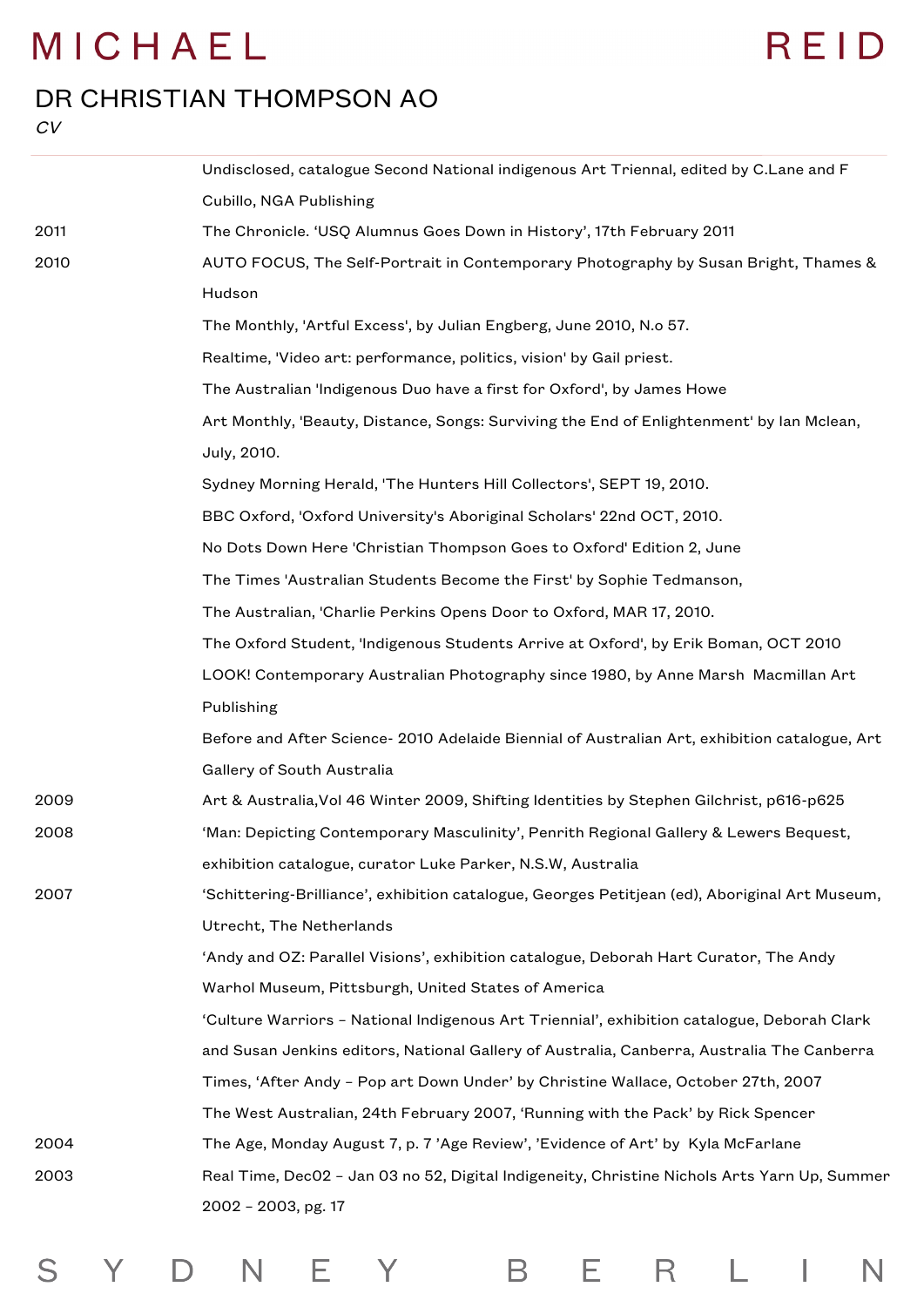# DR CHRISTIAN THOMPSON AO

*CV*

| | |
|---|---|
| | Undisclosed, catalogue Second National indigenous Art Triennal, edited by C.Lane and F Cubillo, NGA Publishing |
| 2011 | The Chronicle. 'USQ Alumnus Goes Down in History', 17th February 2011 |
| 2010 | AUTO FOCUS, The Self-Portrait in Contemporary Photography by Susan Bright, Thames & Hudson |
| | The Monthly, 'Artful Excess', by Julian Engberg, June 2010, N.o 57. |
| | Realtime, 'Video art: performance, politics, vision' by Gail priest. |
| | The Australian 'Indigenous Duo have a first for Oxford', by James Howe |
| | Art Monthly, 'Beauty, Distance, Songs: Surviving the End of Enlightenment' by Ian Mclean, July, 2010. |
| | Sydney Morning Herald, 'The Hunters Hill Collectors', SEPT 19, 2010. |
| | BBC Oxford, 'Oxford University's Aboriginal Scholars' 22nd OCT, 2010. |
| | No Dots Down Here 'Christian Thompson Goes to Oxford' Edition 2, June |
| | The Times 'Australian Students Become the First' by Sophie Tedmanson, |
| | The Australian, 'Charlie Perkins Opens Door to Oxford, MAR 17, 2010. |
| | The Oxford Student, 'Indigenous Students Arrive at Oxford', by Erik Boman, OCT 2010 |
| | LOOK! Contemporary Australian Photography since 1980, by Anne Marsh Macmillan Art Publishing |
| | Before and After Science- 2010 Adelaide Biennial of Australian Art, exhibition catalogue, Art Gallery of South Australia |
| 2009 | Art & Australia,Vol 46 Winter 2009, Shifting Identities by Stephen Gilchrist, p616-p625 |
| 2008 | 'Man: Depicting Contemporary Masculinity', Penrith Regional Gallery & Lewers Bequest, exhibition catalogue, curator Luke Parker, N.S.W, Australia |
| 2007 | 'Schittering-Brilliance', exhibition catalogue, Georges Petitjean (ed), Aboriginal Art Museum, Utrecht, The Netherlands |
| | 'Andy and OZ: Parallel Visions', exhibition catalogue, Deborah Hart Curator, The Andy Warhol Museum, Pittsburgh, United States of America |
| | 'Culture Warriors – National Indigenous Art Triennial', exhibition catalogue, Deborah Clark and Susan Jenkins editors, National Gallery of Australia, Canberra, Australia The Canberra Times, 'After Andy – Pop art Down Under' by Christine Wallace, October 27th, 2007 |
| | The West Australian, 24th February 2007, 'Running with the Pack' by Rick Spencer |
| 2004 | The Age, Monday August 7, p. 7 'Age Review', 'Evidence of Art' by Kyla McFarlane |
| 2003 | Real Time, Dec02 – Jan 03 no 52, Digital Indigeneity, Christine Nichols Arts Yarn Up, Summer 2002 – 2003, pg. 17 |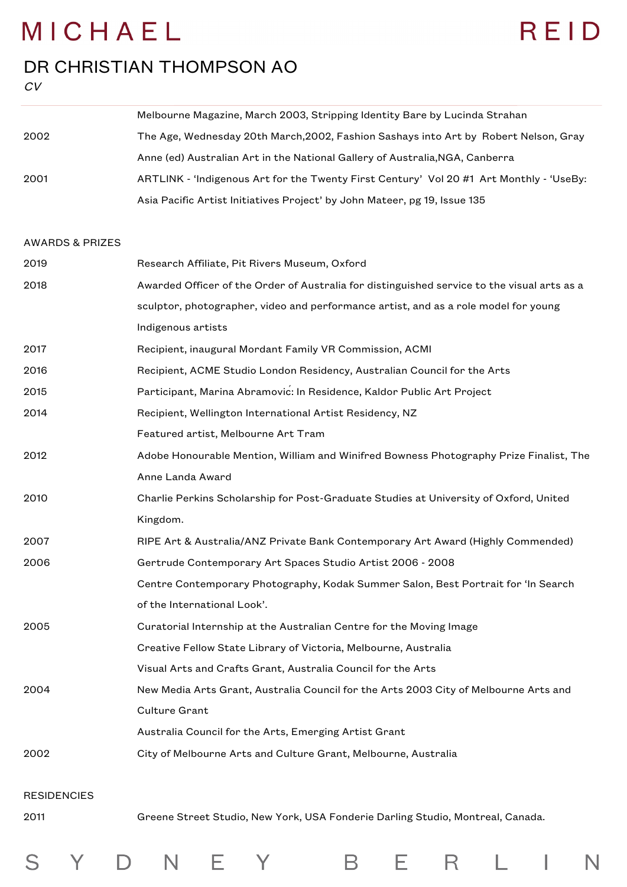| | |
|---|---|
| | Melbourne Magazine, March 2003, Stripping Identity Bare by Lucinda Strahan |
| 2002 | The Age, Wednesday 20th March,2002, Fashion Sashays into Art by Robert Nelson, Gray Anne (ed) Australian Art in the National Gallery of Australia,NGA, Canberra |
| 2001 | ARTLINK - 'Indigenous Art for the Twenty First Century' Vol 20 #1 Art Monthly - 'UseBy: Asia Pacific Artist Initiatives Project' by John Mateer, pg 19, Issue 135 |

## AWARDS & PRIZES

| | |
|---|---|
| 2019 | Research Affiliate, Pitt Rivers Museum, Oxford |
| 2018 | Awarded Officer of the Order of Australia for distinguished service to the visual arts as a sculptor, photographer, video and performance artist, and as a role model for young Indigenous artists |
| 2017 | Recipient, inaugural Mordant Family VR Commission, ACMI |
| 2016 | Recipient, ACME Studio London Residency, Australian Council for the Arts |
| 2015 | Participant, Marina Abramović: In Residence, Kaldor Public Art Project |
| 2014 | Recipient, Wellington International Artist Residency, NZ |
| | Featured artist, Melbourne Art Tram |
| 2012 | Adobe Honourable Mention, William and Winifred Bowness Photography Prize Finalist, The Anne Landa Award |
| 2010 | Charlie Perkins Scholarship for Post-Graduate Studies at University of Oxford, United Kingdom. |
| 2007 | RIPE Art & Australia/ANZ Private Bank Contemporary Art Award (Highly Commended) |
| 2006 | Gertrude Contemporary Art Spaces Studio Artist 2006 - 2008 |
| | Centre Contemporary Photography, Kodak Summer Salon, Best Portrait for 'In Search of the International Look'. |
| 2005 | Curatorial Internship at the Australian Centre for the Moving Image |
| | Creative Fellow State Library of Victoria, Melbourne, Australia |
| | Visual Arts and Crafts Grant, Australia Council for the Arts |
| 2004 | New Media Arts Grant, Australia Council for the Arts 2003 City of Melbourne Arts and Culture Grant |
| | Australia Council for the Arts, Emerging Artist Grant |
| 2002 | City of Melbourne Arts and Culture Grant, Melbourne, Australia |

## RESIDENCIES

| | |
|---|---|
| 2011 | Greene Street Studio, New York, USA Fonderie Darling Studio, Montreal, Canada. |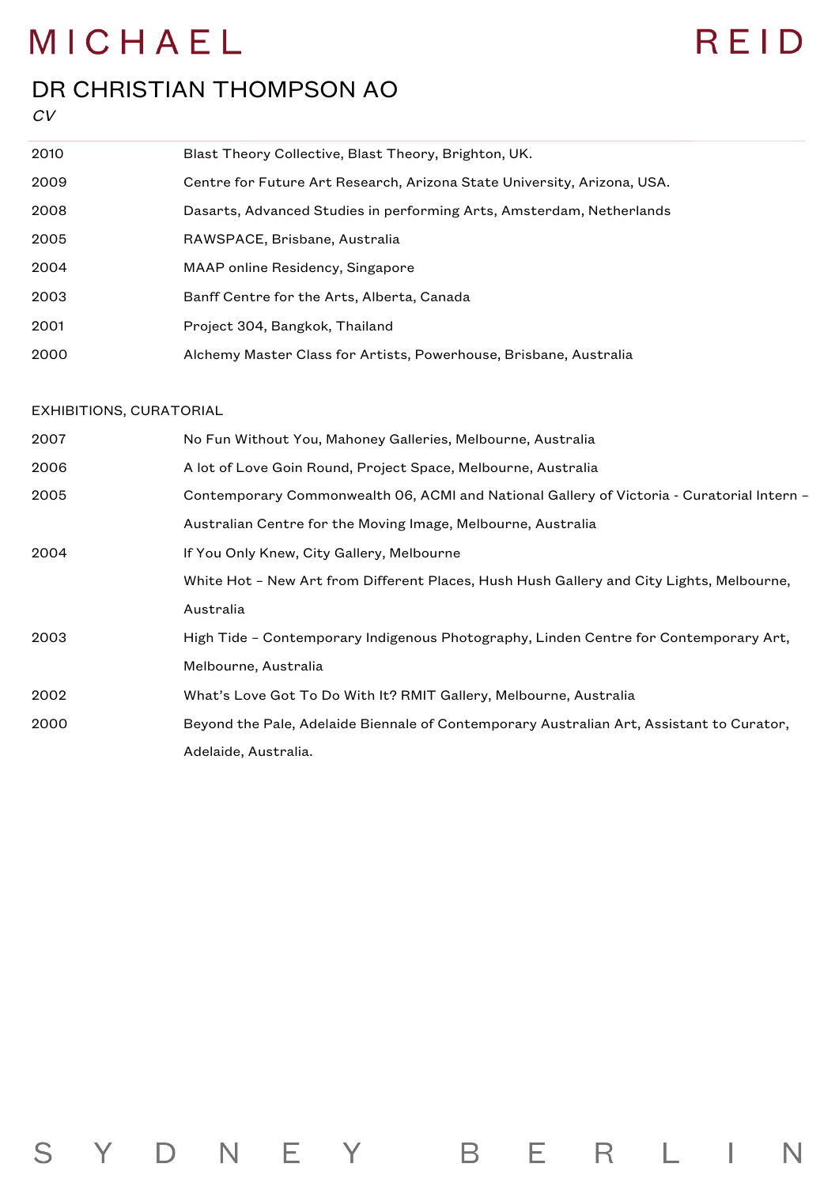| | |
|---|---|
| 2010 | Blast Theory Collective, Blast Theory, Brighton, UK. |
| 2009 | Centre for Future Art Research, Arizona State University, Arizona, USA. |
| 2008 | Dasarts, Advanced Studies in performing Arts, Amsterdam, Netherlands |
| 2005 | RAWSPACE, Brisbane, Australia |
| 2004 | MAAP online Residency, Singapore |
| 2003 | Banff Centre for the Arts, Alberta, Canada |
| 2001 | Project 304, Bangkok, Thailand |
| 2000 | Alchemy Master Class for Artists, Powerhouse, Brisbane, Australia |

EXHIBITIONS, CURATORIAL

| | |
|---|---|
| 2007 | No Fun Without You, Mahoney Galleries, Melbourne, Australia |
| 2006 | A lot of Love Goin Round, Project Space, Melbourne, Australia |
| 2005 | Contemporary Commonwealth 06, ACMI and National Gallery of Victoria - Curatorial Intern – Australian Centre for the Moving Image, Melbourne, Australia |
| 2004 | If You Only Knew, City Gallery, Melbourne |
| | White Hot – New Art from Different Places, Hush Hush Gallery and City Lights, Melbourne, Australia |
| 2003 | High Tide – Contemporary Indigenous Photography, Linden Centre for Contemporary Art, Melbourne, Australia |
| 2002 | What's Love Got To Do With It? RMIT Gallery, Melbourne, Australia |
| 2000 | Beyond the Pale, Adelaide Biennale of Contemporary Australian Art, Assistant to Curator, Adelaide, Australia. |